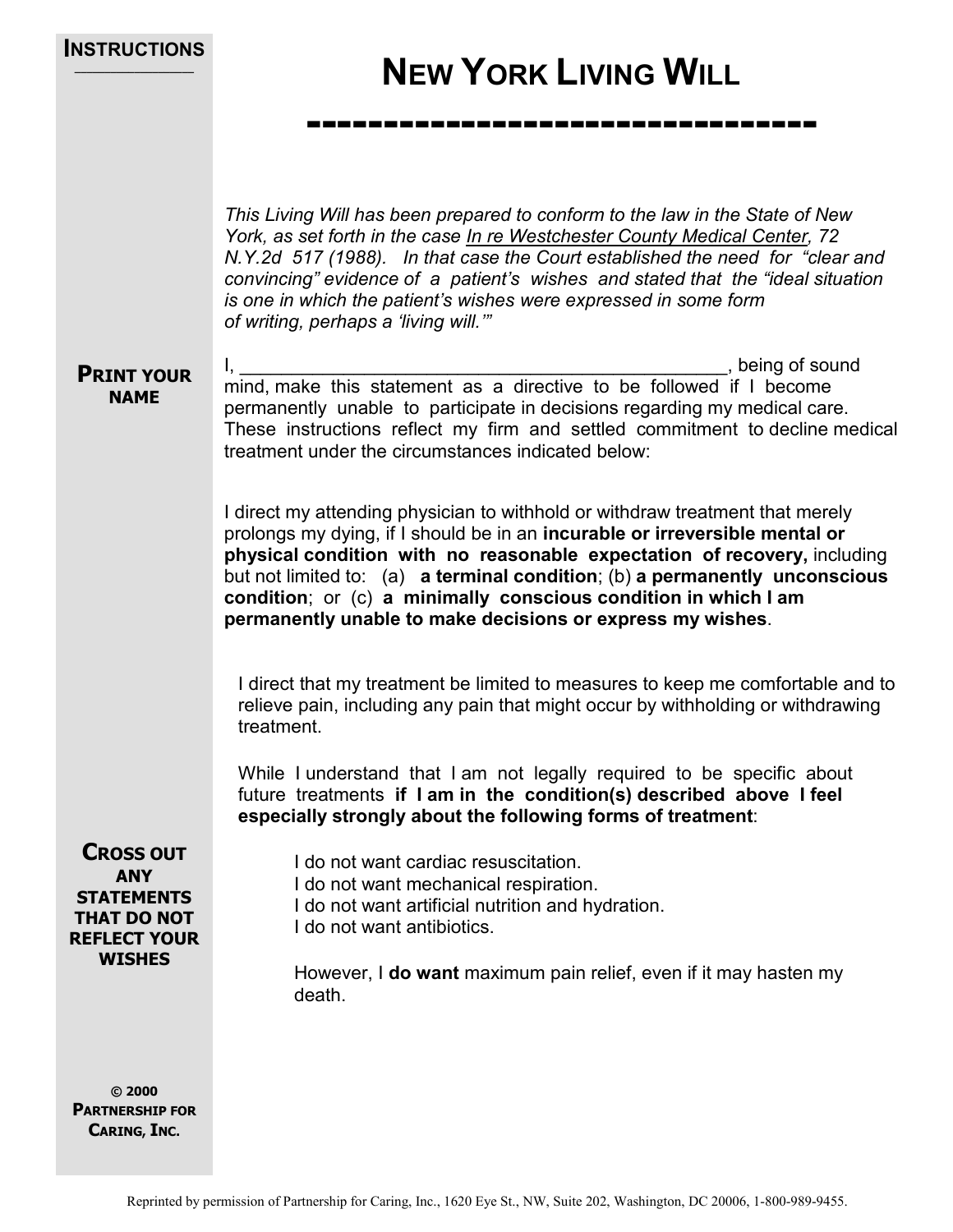**INSTRUCTIONS**

# NEW YORK LIVING WILL

*This Living Will has been prepared to conform to the law in the State of New York, as set forth in the case* *<u>In re Westchester County Medical Center</u>, 72 N.Y.2d 517 (1988). In that case the Court established the need for "clear and convincing" evidence of a patient's wishes and stated that the "ideal situation is one in which the patient's wishes were expressed in some form of writing, perhaps a 'living will.'"*

**PRINT YOUR NAME**

I, _______________________________________________, being of sound mind, make this statement as a directive to be followed if I become permanently unable to participate in decisions regarding my medical care. These instructions reflect my firm and settled commitment to decline medical treatment under the circumstances indicated below:

I direct my attending physician to withhold or withdraw treatment that merely prolongs my dying, if I should be in an **incurable or irreversible mental or physical condition with no reasonable expectation of recovery,** including but not limited to: (a) **a terminal condition**; (b) **a permanently unconscious condition**; or (c) **a minimally conscious condition in which I am permanently unable to make decisions or express my wishes**.

I direct that my treatment be limited to measures to keep me comfortable and to relieve pain, including any pain that might occur by withholding or withdrawing treatment.

While I understand that I am not legally required to be specific about future treatments **if I am in the condition(s) described above I feel especially strongly about the following forms of treatment**:

**CROSS OUT ANY STATEMENTS THAT DO NOT REFLECT YOUR WISHES**

I do not want cardiac resuscitation.
I do not want mechanical respiration.
I do not want artificial nutrition and hydration.
I do not want antibiotics.

However, I **do want** maximum pain relief, even if it may hasten my death.

**© 2000 PARTNERSHIP FOR CARING, INC.**

Reprinted by permission of Partnership for Caring, Inc., 1620 Eye St., NW, Suite 202, Washington, DC 20006, 1-800-989-9455.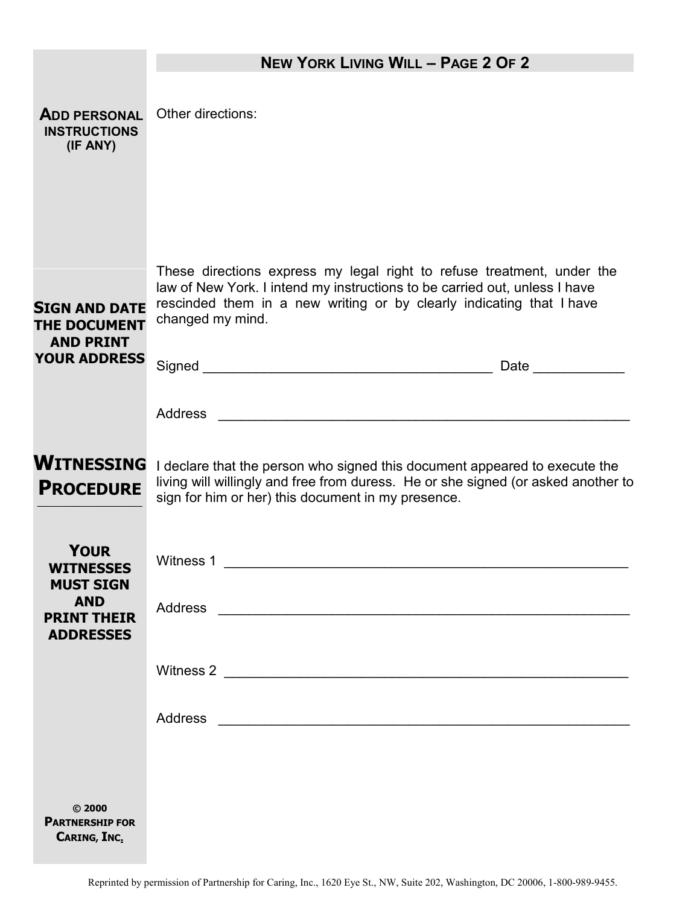## NEW YORK LIVING WILL – PAGE 2 OF 2

**ADD PERSONAL INSTRUCTIONS (IF ANY)**

Other directions:

**SIGN AND DATE THE DOCUMENT AND PRINT YOUR ADDRESS**

These directions express my legal right to refuse treatment, under the law of New York. I intend my instructions to be carried out, unless I have rescinded them in a new writing or by clearly indicating that I have changed my mind.

Signed ______________________________________ Date ___________

Address ______________________________________________________

## WITNESSING PROCEDURE

I declare that the person who signed this document appeared to execute the living will willingly and free from duress. He or she signed (or asked another to sign for him or her) this document in my presence.

**YOUR WITNESSES MUST SIGN AND PRINT THEIR ADDRESSES**

Witness 1 _____________________________________________________

Address ______________________________________________________

Witness 2 _____________________________________________________

Address ______________________________________________________

© 2000 PARTNERSHIP FOR CARING, INC.

Reprinted by permission of Partnership for Caring, Inc., 1620 Eye St., NW, Suite 202, Washington, DC 20006, 1-800-989-9455.